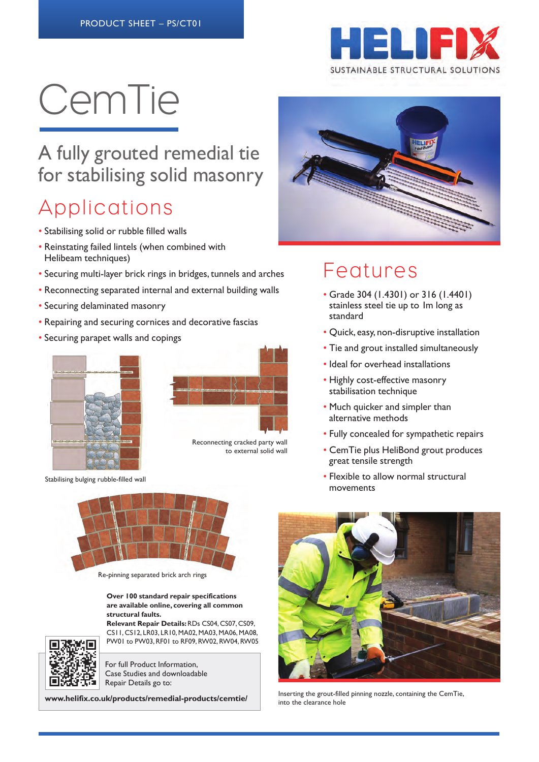PRODUCT SHEET – PS/CT01

HELIFIX

SUSTAINABLE STRUCTURAL SOLUTIONS

# CemTie

## A fully grouted remedial tie for stabilising solid masonry

## Applications

- Stabilising solid or rubble filled walls
- Reinstating failed lintels (when combined with Helibeam techniques)
- Securing multi-layer brick rings in bridges, tunnels and arches
- Reconnecting separated internal and external building walls
- Securing delaminated masonry
- Repairing and securing cornices and decorative fascias
- Securing parapet walls and copings

Stabilising bulging rubble-filled wall

Reconnecting cracked party wall to external solid wall

Re-pinning separated brick arch rings

**Over 100 standard repair specifications are available online, covering all common structural faults.**
**Relevant Repair Details:** RDs CS04, CS07, CS09, CS11, CS12, LR03, LR10, MA02, MA03, MA06, MA08, PW01 to PW03, RF01 to RF09, RW02, RW04, RW05

For full Product Information, Case Studies and downloadable Repair Details go to:

**www.helifix.co.uk/products/remedial-products/cemtie/**

## Features

- Grade 304 (1.4301) or 316 (1.4401) stainless steel tie up to 1m long as standard
- Quick, easy, non-disruptive installation
- Tie and grout installed simultaneously
- Ideal for overhead installations
- Highly cost-effective masonry stabilisation technique
- Much quicker and simpler than alternative methods
- Fully concealed for sympathetic repairs
- CemTie plus HeliBond grout produces great tensile strength
- Flexible to allow normal structural movements

Inserting the grout-filled pinning nozzle, containing the CemTie, into the clearance hole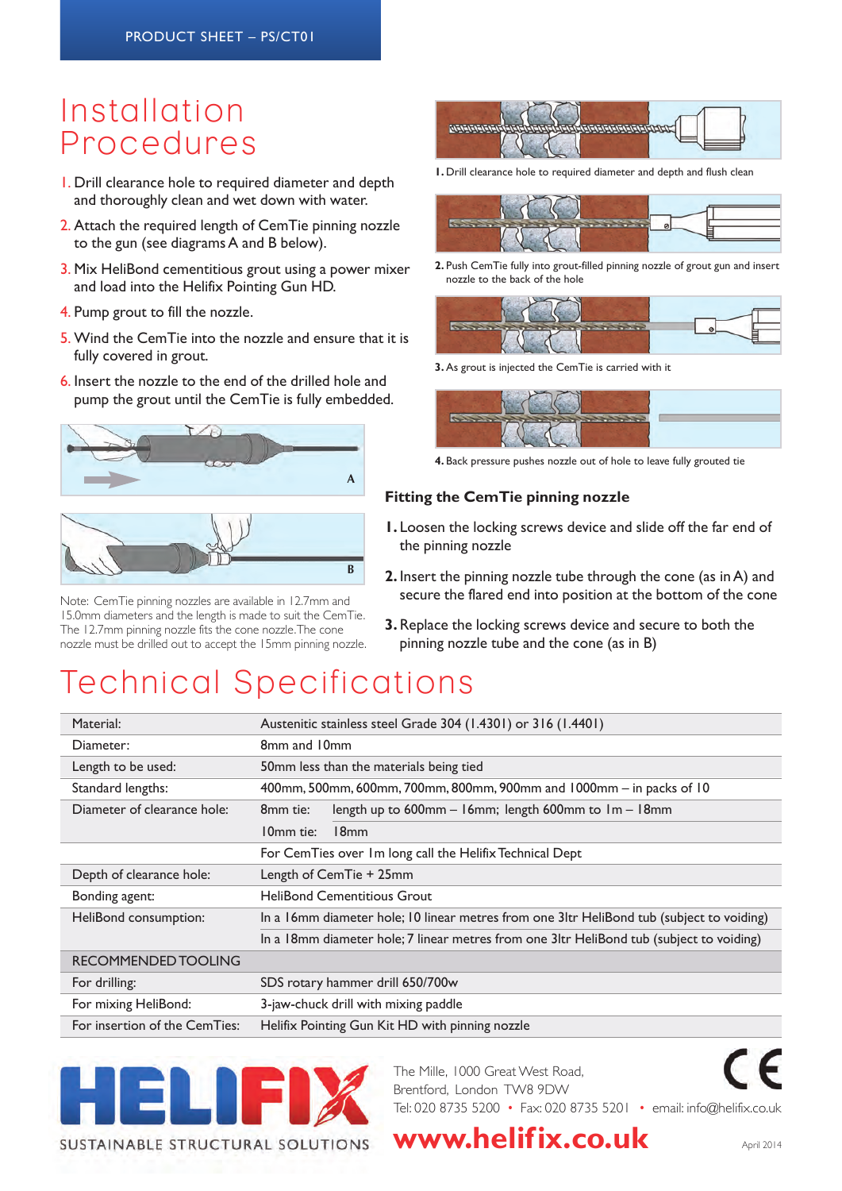PRODUCT SHEET – PS/CT01

# Installation Procedures

1. Drill clearance hole to required diameter and depth and thoroughly clean and wet down with water.
2. Attach the required length of CemTie pinning nozzle to the gun (see diagrams A and B below).
3. Mix HeliBond cementitious grout using a power mixer and load into the Helifix Pointing Gun HD.
4. Pump grout to fill the nozzle.
5. Wind the CemTie into the nozzle and ensure that it is fully covered in grout.
6. Insert the nozzle to the end of the drilled hole and pump the grout until the CemTie is fully embedded.

A

B

Note: CemTie pinning nozzles are available in 12.7mm and 15.0mm diameters and the length is made to suit the CemTie. The 12.7mm pinning nozzle fits the cone nozzle. The cone nozzle must be drilled out to accept the 15mm pinning nozzle.

**1.** Drill clearance hole to required diameter and depth and flush clean

**2.** Push CemTie fully into grout-filled pinning nozzle of grout gun and insert nozzle to the back of the hole

**3.** As grout is injected the CemTie is carried with it

**4.** Back pressure pushes nozzle out of hole to leave fully grouted tie

### Fitting the CemTie pinning nozzle

1. Loosen the locking screws device and slide off the far end of the pinning nozzle
2. Insert the pinning nozzle tube through the cone (as in A) and secure the flared end into position at the bottom of the cone
3. Replace the locking screws device and secure to both the pinning nozzle tube and the cone (as in B)

# Technical Specifications

| | |
|---|---|
| Material: | Austenitic stainless steel Grade 304 (1.4301) or 316 (1.4401) |
| Diameter: | 8mm and 10mm |
| Length to be used: | 50mm less than the materials being tied |
| Standard lengths: | 400mm, 500mm, 600mm, 700mm, 800mm, 900mm and 1000mm – in packs of 10 |
| Diameter of clearance hole: | 8mm tie: length up to 600mm – 16mm; length 600mm to 1m – 18mm |
| | 10mm tie: 18mm |
| | For CemTies over 1m long call the Helifix Technical Dept |
| Depth of clearance hole: | Length of CemTie + 25mm |
| Bonding agent: | HeliBond Cementitious Grout |
| HeliBond consumption: | In a 16mm diameter hole; 10 linear metres from one 3ltr HeliBond tub (subject to voiding) |
| | In a 18mm diameter hole; 7 linear metres from one 3ltr HeliBond tub (subject to voiding) |
| RECOMMENDED TOOLING | |
| For drilling: | SDS rotary hammer drill 650/700w |
| For mixing HeliBond: | 3-jaw-chuck drill with mixing paddle |
| For insertion of the CemTies: | Helifix Pointing Gun Kit HD with pinning nozzle |

HELIFIX
SUSTAINABLE STRUCTURAL SOLUTIONS

The Mille, 1000 Great West Road,
Brentford, London TW8 9DW
Tel: 020 8735 5200 • Fax: 020 8735 5201 • email: info@helifix.co.uk

**www.helifix.co.uk**

CE

April 2014